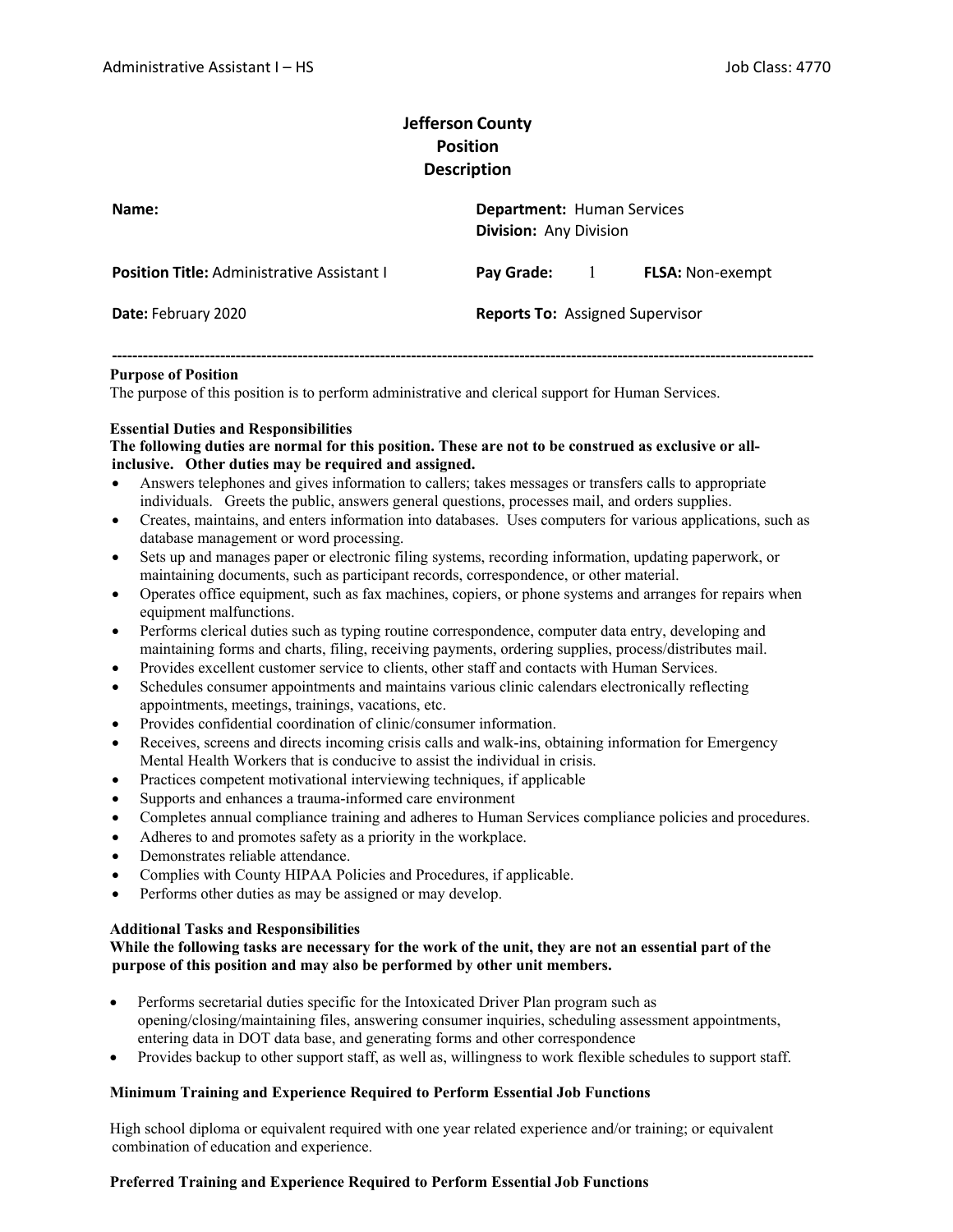# Jefferson County Position Description

| | |
|---|---|
| **Name:** | **Department:** Human Services<br>**Division:** Any Division |
| **Position Title:** Administrative Assistant I | **Pay Grade:** 1 **FLSA:** Non-exempt |
| **Date:** February 2020 | **Reports To:** Assigned Supervisor |

---

**Purpose of Position**

The purpose of this position is to perform administrative and clerical support for Human Services.

**Essential Duties and Responsibilities**

**The following duties are normal for this position. These are not to be construed as exclusive or all-inclusive. Other duties may be required and assigned.**

- Answers telephones and gives information to callers; takes messages or transfers calls to appropriate individuals. Greets the public, answers general questions, processes mail, and orders supplies.
- Creates, maintains, and enters information into databases. Uses computers for various applications, such as database management or word processing.
- Sets up and manages paper or electronic filing systems, recording information, updating paperwork, or maintaining documents, such as participant records, correspondence, or other material.
- Operates office equipment, such as fax machines, copiers, or phone systems and arranges for repairs when equipment malfunctions.
- Performs clerical duties such as typing routine correspondence, computer data entry, developing and maintaining forms and charts, filing, receiving payments, ordering supplies, process/distributes mail.
- Provides excellent customer service to clients, other staff and contacts with Human Services.
- Schedules consumer appointments and maintains various clinic calendars electronically reflecting appointments, meetings, trainings, vacations, etc.
- Provides confidential coordination of clinic/consumer information.
- Receives, screens and directs incoming crisis calls and walk-ins, obtaining information for Emergency Mental Health Workers that is conducive to assist the individual in crisis.
- Practices competent motivational interviewing techniques, if applicable
- Supports and enhances a trauma-informed care environment
- Completes annual compliance training and adheres to Human Services compliance policies and procedures.
- Adheres to and promotes safety as a priority in the workplace.
- Demonstrates reliable attendance.
- Complies with County HIPAA Policies and Procedures, if applicable.
- Performs other duties as may be assigned or may develop.

**Additional Tasks and Responsibilities**

**While the following tasks are necessary for the work of the unit, they are not an essential part of the purpose of this position and may also be performed by other unit members.**

- Performs secretarial duties specific for the Intoxicated Driver Plan program such as opening/closing/maintaining files, answering consumer inquiries, scheduling assessment appointments, entering data in DOT data base, and generating forms and other correspondence
- Provides backup to other support staff, as well as, willingness to work flexible schedules to support staff.

**Minimum Training and Experience Required to Perform Essential Job Functions**

High school diploma or equivalent required with one year related experience and/or training; or equivalent combination of education and experience.

**Preferred Training and Experience Required to Perform Essential Job Functions**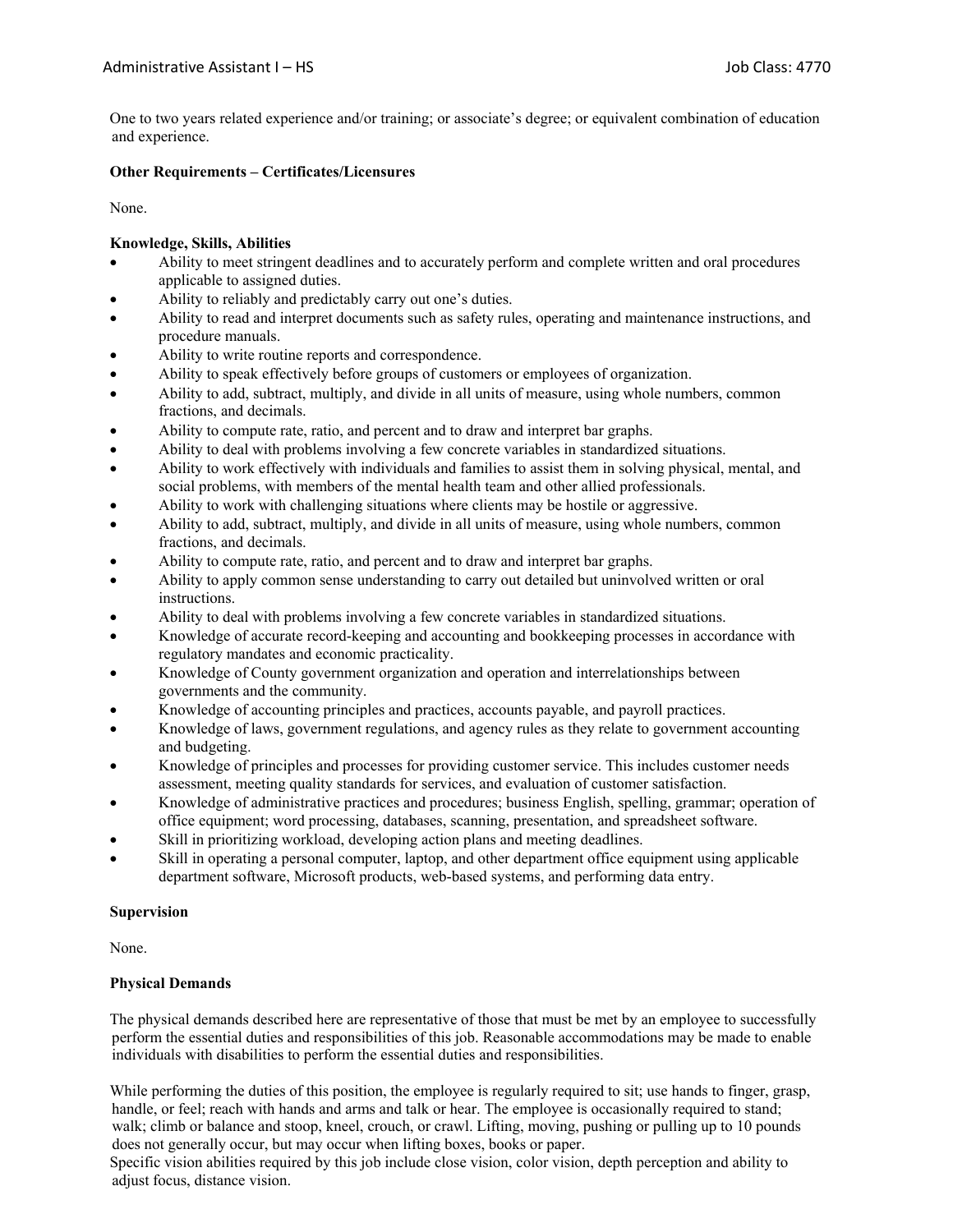One to two years related experience and/or training; or associate's degree; or equivalent combination of education and experience.

**Other Requirements – Certificates/Licensures**

None.

**Knowledge, Skills, Abilities**

- Ability to meet stringent deadlines and to accurately perform and complete written and oral procedures applicable to assigned duties.
- Ability to reliably and predictably carry out one's duties.
- Ability to read and interpret documents such as safety rules, operating and maintenance instructions, and procedure manuals.
- Ability to write routine reports and correspondence.
- Ability to speak effectively before groups of customers or employees of organization.
- Ability to add, subtract, multiply, and divide in all units of measure, using whole numbers, common fractions, and decimals.
- Ability to compute rate, ratio, and percent and to draw and interpret bar graphs.
- Ability to deal with problems involving a few concrete variables in standardized situations.
- Ability to work effectively with individuals and families to assist them in solving physical, mental, and social problems, with members of the mental health team and other allied professionals.
- Ability to work with challenging situations where clients may be hostile or aggressive.
- Ability to add, subtract, multiply, and divide in all units of measure, using whole numbers, common fractions, and decimals.
- Ability to compute rate, ratio, and percent and to draw and interpret bar graphs.
- Ability to apply common sense understanding to carry out detailed but uninvolved written or oral instructions.
- Ability to deal with problems involving a few concrete variables in standardized situations.
- Knowledge of accurate record-keeping and accounting and bookkeeping processes in accordance with regulatory mandates and economic practicality.
- Knowledge of County government organization and operation and interrelationships between governments and the community.
- Knowledge of accounting principles and practices, accounts payable, and payroll practices.
- Knowledge of laws, government regulations, and agency rules as they relate to government accounting and budgeting.
- Knowledge of principles and processes for providing customer service. This includes customer needs assessment, meeting quality standards for services, and evaluation of customer satisfaction.
- Knowledge of administrative practices and procedures; business English, spelling, grammar; operation of office equipment; word processing, databases, scanning, presentation, and spreadsheet software.
- Skill in prioritizing workload, developing action plans and meeting deadlines.
- Skill in operating a personal computer, laptop, and other department office equipment using applicable department software, Microsoft products, web-based systems, and performing data entry.

**Supervision**

None.

**Physical Demands**

The physical demands described here are representative of those that must be met by an employee to successfully perform the essential duties and responsibilities of this job. Reasonable accommodations may be made to enable individuals with disabilities to perform the essential duties and responsibilities.

While performing the duties of this position, the employee is regularly required to sit; use hands to finger, grasp, handle, or feel; reach with hands and arms and talk or hear. The employee is occasionally required to stand; walk; climb or balance and stoop, kneel, crouch, or crawl. Lifting, moving, pushing or pulling up to 10 pounds does not generally occur, but may occur when lifting boxes, books or paper.
Specific vision abilities required by this job include close vision, color vision, depth perception and ability to adjust focus, distance vision.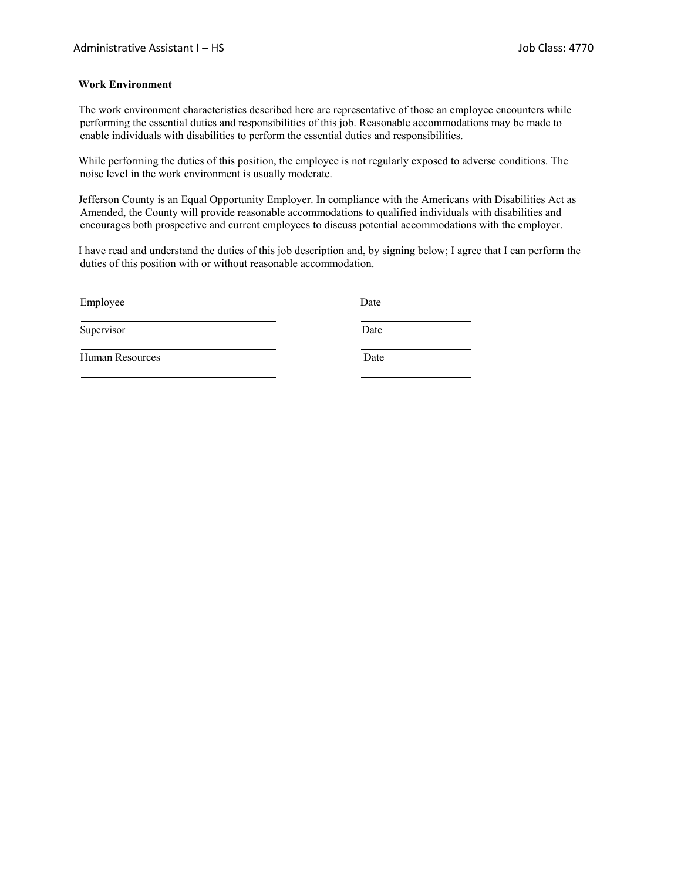## Work Environment

The work environment characteristics described here are representative of those an employee encounters while performing the essential duties and responsibilities of this job. Reasonable accommodations may be made to enable individuals with disabilities to perform the essential duties and responsibilities.

While performing the duties of this position, the employee is not regularly exposed to adverse conditions. The noise level in the work environment is usually moderate.

Jefferson County is an Equal Opportunity Employer. In compliance with the Americans with Disabilities Act as Amended, the County will provide reasonable accommodations to qualified individuals with disabilities and encourages both prospective and current employees to discuss potential accommodations with the employer.

I have read and understand the duties of this job description and, by signing below; I agree that I can perform the duties of this position with or without reasonable accommodation.

Employee _______________________ Date ______________

Supervisor _______________________ Date ______________

Human Resources _______________________ Date ______________